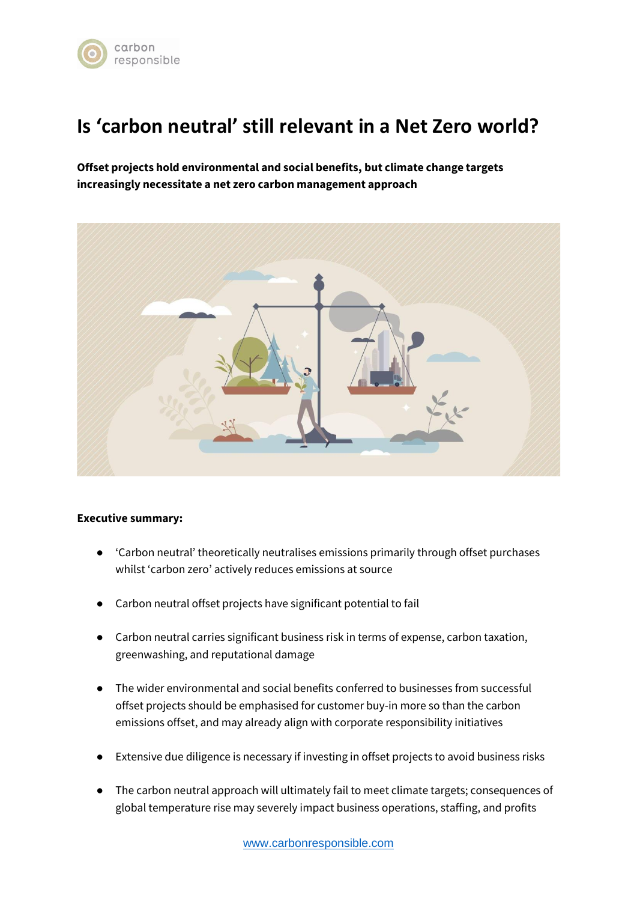# Is ‘carbon neutral’ still relevant in a Net Zero world?

**Offset projects hold environmental and social benefits, but climate change targets increasingly necessitate a net zero carbon management approach**

**Executive summary:**

- ‘Carbon neutral’ theoretically neutralises emissions primarily through offset purchases whilst ‘carbon zero’ actively reduces emissions at source
- Carbon neutral offset projects have significant potential to fail
- Carbon neutral carries significant business risk in terms of expense, carbon taxation, greenwashing, and reputational damage
- The wider environmental and social benefits conferred to businesses from successful offset projects should be emphasised for customer buy-in more so than the carbon emissions offset, and may already align with corporate responsibility initiatives
- Extensive due diligence is necessary if investing in offset projects to avoid business risks
- The carbon neutral approach will ultimately fail to meet climate targets; consequences of global temperature rise may severely impact business operations, staffing, and profits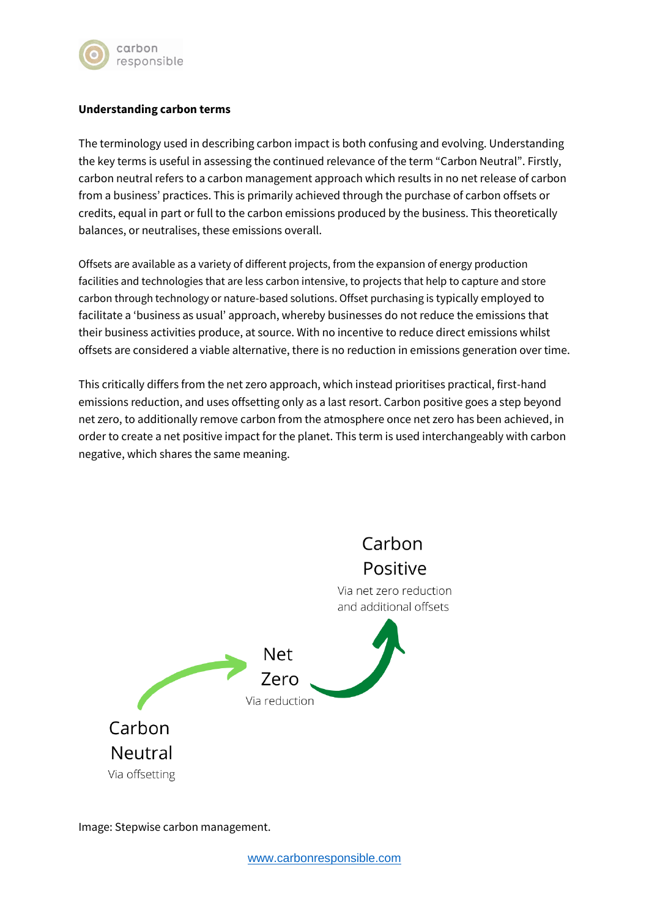**Understanding carbon terms**

The terminology used in describing carbon impact is both confusing and evolving. Understanding the key terms is useful in assessing the continued relevance of the term "Carbon Neutral". Firstly, carbon neutral refers to a carbon management approach which results in no net release of carbon from a business' practices. This is primarily achieved through the purchase of carbon offsets or credits, equal in part or full to the carbon emissions produced by the business. This theoretically balances, or neutralises, these emissions overall.

Offsets are available as a variety of different projects, from the expansion of energy production facilities and technologies that are less carbon intensive, to projects that help to capture and store carbon through technology or nature-based solutions. Offset purchasing is typically employed to facilitate a 'business as usual' approach, whereby businesses do not reduce the emissions that their business activities produce, at source. With no incentive to reduce direct emissions whilst offsets are considered a viable alternative, there is no reduction in emissions generation over time.

This critically differs from the net zero approach, which instead prioritises practical, first-hand emissions reduction, and uses offsetting only as a last resort. Carbon positive goes a step beyond net zero, to additionally remove carbon from the atmosphere once net zero has been achieved, in order to create a net positive impact for the planet. This term is used interchangeably with carbon negative, which shares the same meaning.

Carbon Positive
Via net zero reduction and additional offsets

Net Zero
Via reduction

Carbon Neutral
Via offsetting

Image: Stepwise carbon management.

www.carbonresponsible.com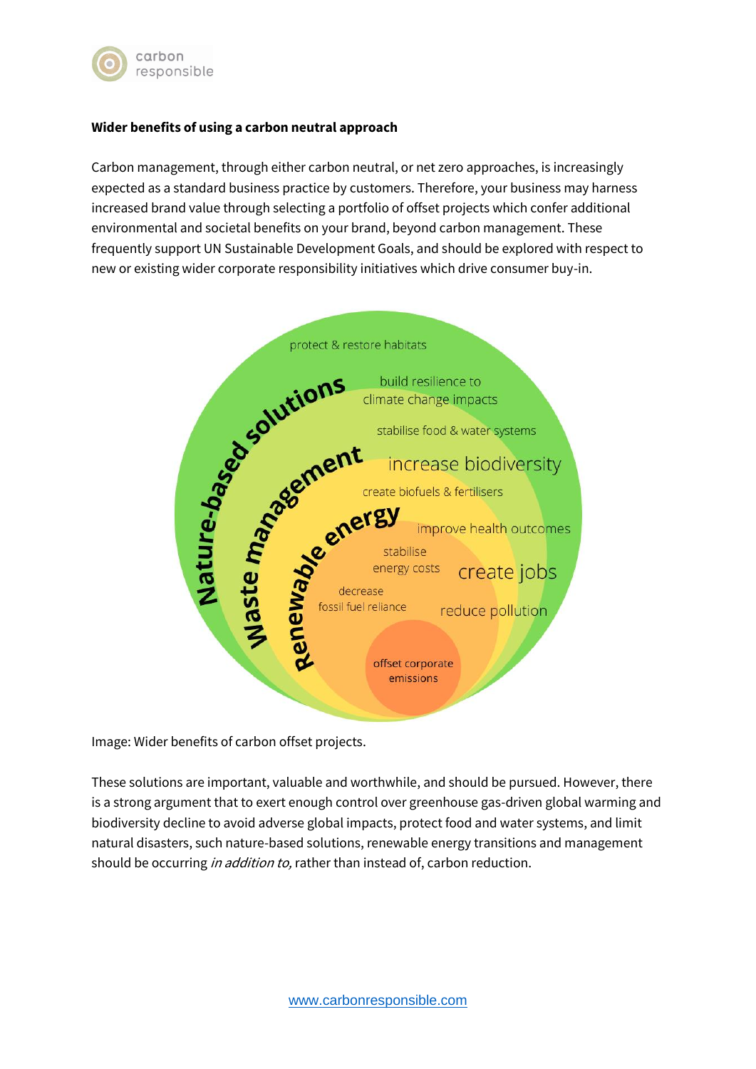**Wider benefits of using a carbon neutral approach**

Carbon management, through either carbon neutral, or net zero approaches, is increasingly expected as a standard business practice by customers. Therefore, your business may harness increased brand value through selecting a portfolio of offset projects which confer additional environmental and societal benefits on your brand, beyond carbon management. These frequently support UN Sustainable Development Goals, and should be explored with respect to new or existing wider corporate responsibility initiatives which drive consumer buy-in.

Image: Wider benefits of carbon offset projects.

These solutions are important, valuable and worthwhile, and should be pursued. However, there is a strong argument that to exert enough control over greenhouse gas-driven global warming and biodiversity decline to avoid adverse global impacts, protect food and water systems, and limit natural disasters, such nature-based solutions, renewable energy transitions and management should be occurring *in addition to,* rather than instead of, carbon reduction.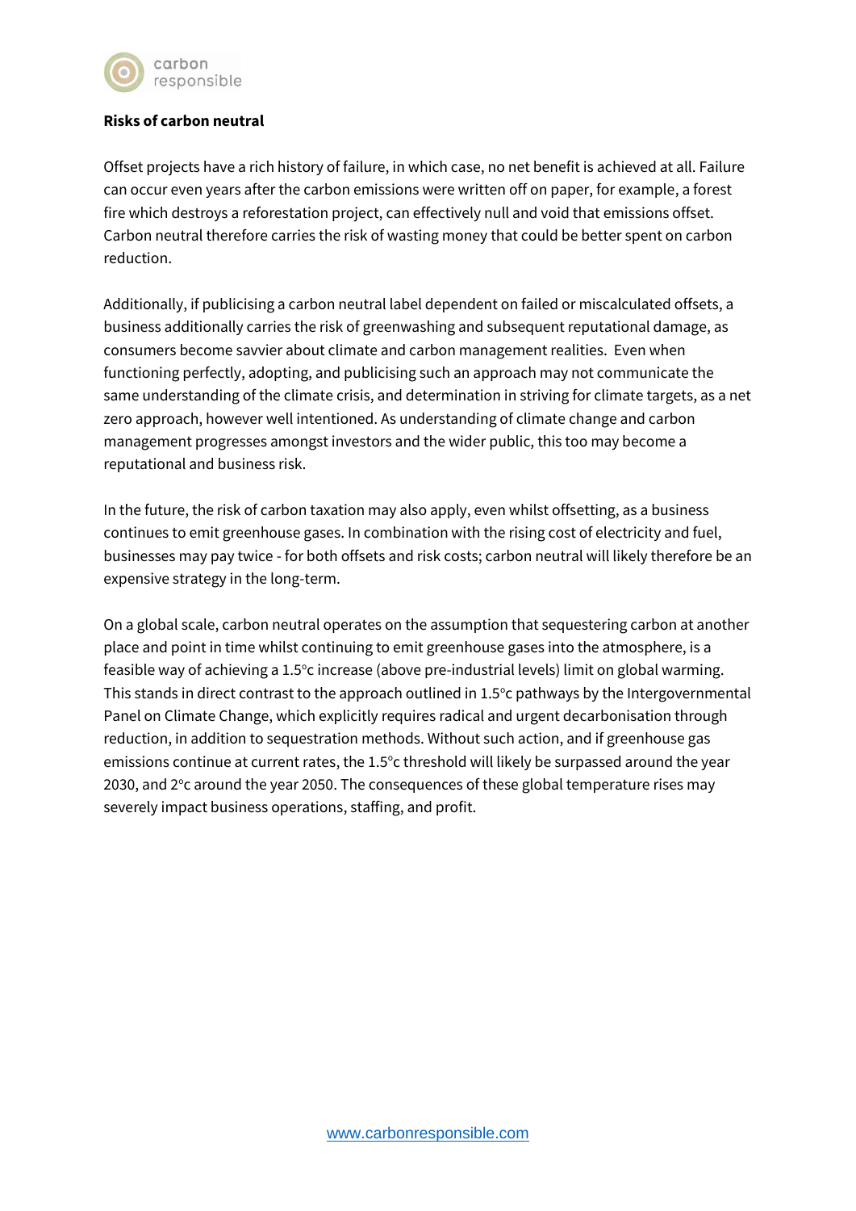**Risks of carbon neutral**

Offset projects have a rich history of failure, in which case, no net benefit is achieved at all. Failure can occur even years after the carbon emissions were written off on paper, for example, a forest fire which destroys a reforestation project, can effectively null and void that emissions offset. Carbon neutral therefore carries the risk of wasting money that could be better spent on carbon reduction.

Additionally, if publicising a carbon neutral label dependent on failed or miscalculated offsets, a business additionally carries the risk of greenwashing and subsequent reputational damage, as consumers become savvier about climate and carbon management realities. Even when functioning perfectly, adopting, and publicising such an approach may not communicate the same understanding of the climate crisis, and determination in striving for climate targets, as a net zero approach, however well intentioned. As understanding of climate change and carbon management progresses amongst investors and the wider public, this too may become a reputational and business risk.

In the future, the risk of carbon taxation may also apply, even whilst offsetting, as a business continues to emit greenhouse gases. In combination with the rising cost of electricity and fuel, businesses may pay twice - for both offsets and risk costs; carbon neutral will likely therefore be an expensive strategy in the long-term.

On a global scale, carbon neutral operates on the assumption that sequestering carbon at another place and point in time whilst continuing to emit greenhouse gases into the atmosphere, is a feasible way of achieving a 1.5°c increase (above pre-industrial levels) limit on global warming. This stands in direct contrast to the approach outlined in 1.5°c pathways by the Intergovernmental Panel on Climate Change, which explicitly requires radical and urgent decarbonisation through reduction, in addition to sequestration methods. Without such action, and if greenhouse gas emissions continue at current rates, the 1.5°c threshold will likely be surpassed around the year 2030, and 2°c around the year 2050. The consequences of these global temperature rises may severely impact business operations, staffing, and profit.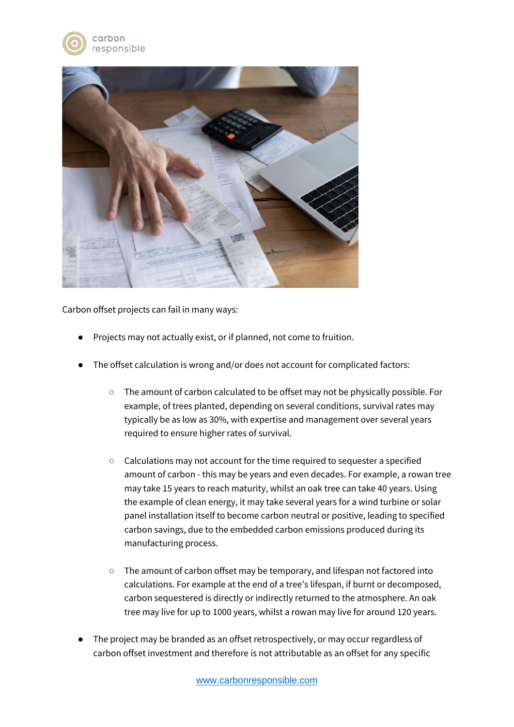Carbon offset projects can fail in many ways:

- Projects may not actually exist, or if planned, not come to fruition.
- The offset calculation is wrong and/or does not account for complicated factors:
    - The amount of carbon calculated to be offset may not be physically possible. For example, of trees planted, depending on several conditions, survival rates may typically be as low as 30%, with expertise and management over several years required to ensure higher rates of survival.
    - Calculations may not account for the time required to sequester a specified amount of carbon - this may be years and even decades. For example, a rowan tree may take 15 years to reach maturity, whilst an oak tree can take 40 years. Using the example of clean energy, it may take several years for a wind turbine or solar panel installation itself to become carbon neutral or positive, leading to specified carbon savings, due to the embedded carbon emissions produced during its manufacturing process.
    - The amount of carbon offset may be temporary, and lifespan not factored into calculations. For example at the end of a tree's lifespan, if burnt or decomposed, carbon sequestered is directly or indirectly returned to the atmosphere. An oak tree may live for up to 1000 years, whilst a rowan may live for around 120 years.
- The project may be branded as an offset retrospectively, or may occur regardless of carbon offset investment and therefore is not attributable as an offset for any specific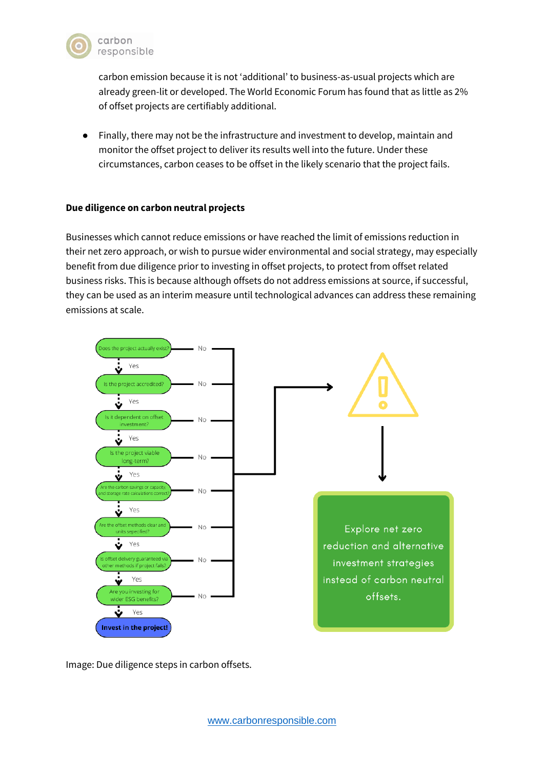carbon emission because it is not 'additional' to business-as-usual projects which are already green-lit or developed. The World Economic Forum has found that as little as 2% of offset projects are certifiably additional.

- Finally, there may not be the infrastructure and investment to develop, maintain and monitor the offset project to deliver its results well into the future. Under these circumstances, carbon ceases to be offset in the likely scenario that the project fails.

**Due diligence on carbon neutral projects**

Businesses which cannot reduce emissions or have reached the limit of emissions reduction in their net zero approach, or wish to pursue wider environmental and social strategy, may especially benefit from due diligence prior to investing in offset projects, to protect from offset related business risks. This is because although offsets do not address emissions at source, if successful, they can be used as an interim measure until technological advances can address these remaining emissions at scale.

- Does the project actually exist? — No / Yes
- Is the project accredited? — No / Yes
- Is it dependent on offset investment? — No / Yes
- Is the project viable long-term? — No / Yes
- Are the carbon savings or capacity and storage rate calculations correct? — No / Yes
- Are the offset methods clear and units specified? — No / Yes
- Is offset delivery guaranteed via other methods if project fails? — No / Yes
- Are you investing for wider ESG benefits? — No / Yes
- **Invest in the project!**

If No at any step: Explore net zero reduction and alternative investment strategies instead of carbon neutral offsets.

Image: Due diligence steps in carbon offsets.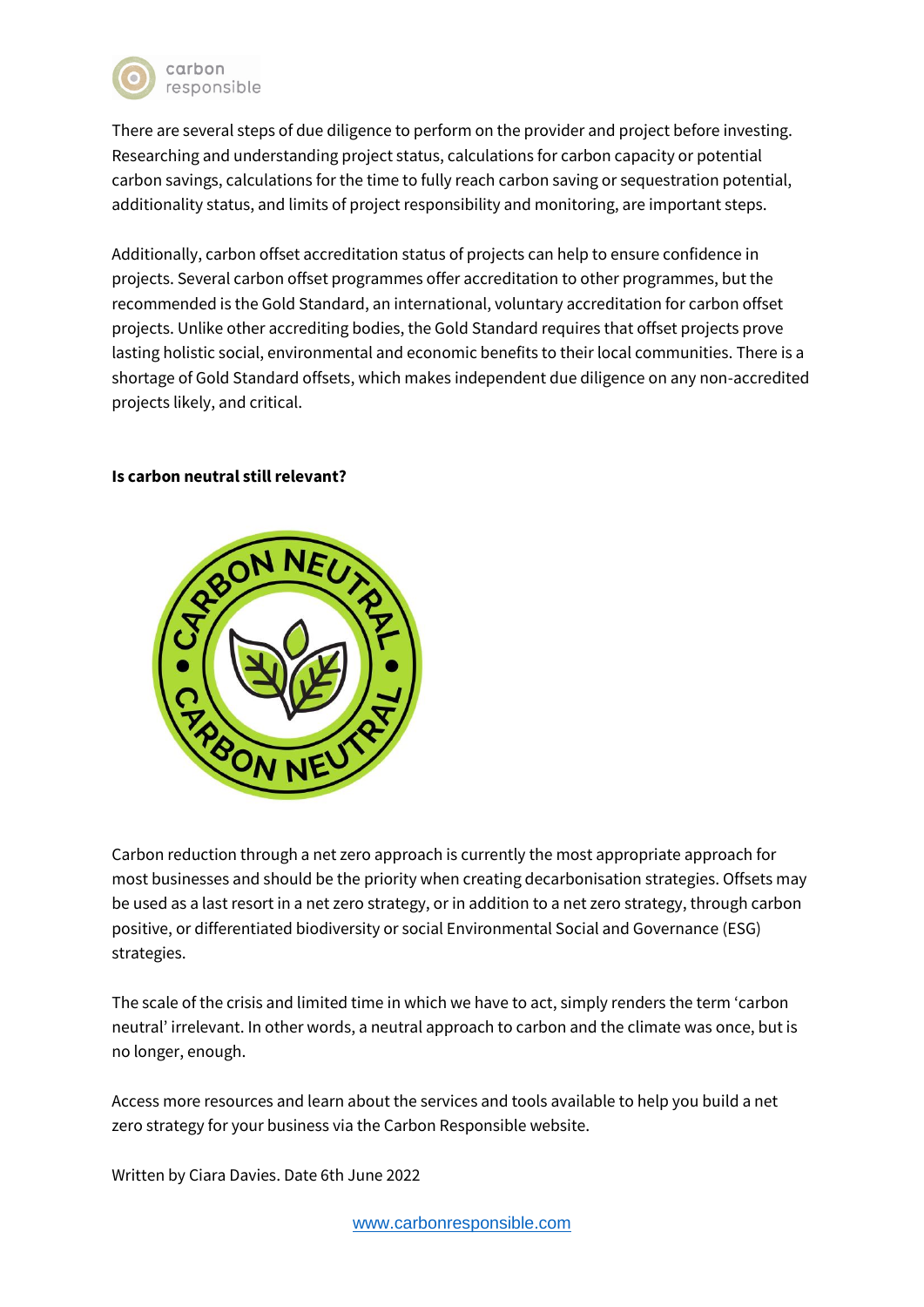There are several steps of due diligence to perform on the provider and project before investing. Researching and understanding project status, calculations for carbon capacity or potential carbon savings, calculations for the time to fully reach carbon saving or sequestration potential, additionality status, and limits of project responsibility and monitoring, are important steps.

Additionally, carbon offset accreditation status of projects can help to ensure confidence in projects. Several carbon offset programmes offer accreditation to other programmes, but the recommended is the Gold Standard, an international, voluntary accreditation for carbon offset projects. Unlike other accrediting bodies, the Gold Standard requires that offset projects prove lasting holistic social, environmental and economic benefits to their local communities. There is a shortage of Gold Standard offsets, which makes independent due diligence on any non-accredited projects likely, and critical.

**Is carbon neutral still relevant?**

Carbon reduction through a net zero approach is currently the most appropriate approach for most businesses and should be the priority when creating decarbonisation strategies. Offsets may be used as a last resort in a net zero strategy, or in addition to a net zero strategy, through carbon positive, or differentiated biodiversity or social Environmental Social and Governance (ESG) strategies.

The scale of the crisis and limited time in which we have to act, simply renders the term 'carbon neutral' irrelevant. In other words, a neutral approach to carbon and the climate was once, but is no longer, enough.

Access more resources and learn about the services and tools available to help you build a net zero strategy for your business via the Carbon Responsible website.

Written by Ciara Davies. Date 6th June 2022